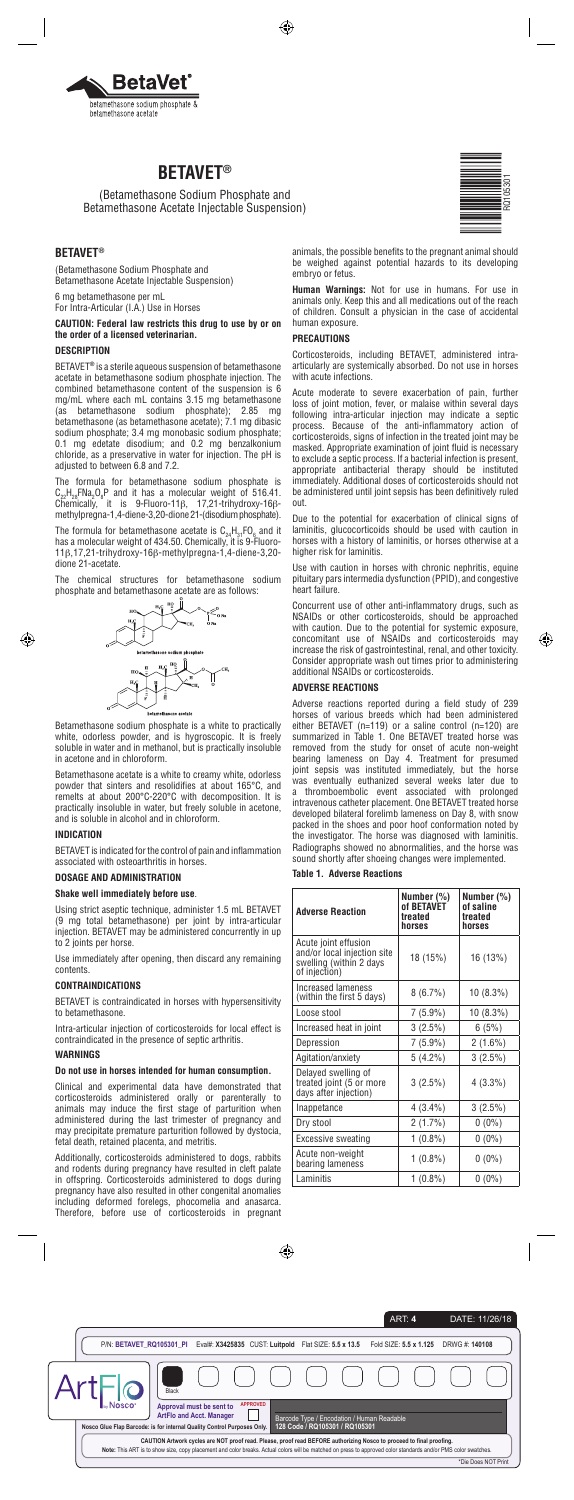# BETAVET®

(Betamethasone Sodium Phosphate and Betamethasone Acetate Injectable Suspension)

## BETAVET®

(Betamethasone Sodium Phosphate and Betamethasone Acetate Injectable Suspension)

6 mg betamethasone per mL
For Intra-Articular (I.A.) Use in Horses

**CAUTION: Federal law restricts this drug to use by or on the order of a licensed veterinarian.**

### DESCRIPTION

BETAVET® is a sterile aqueous suspension of betamethasone acetate in betamethasone sodium phosphate injection. The combined betamethasone content of the suspension is 6 mg/mL where each mL contains 3.15 mg betamethasone (as betamethasone sodium phosphate); 2.85 mg betamethasone (as betamethasone acetate); 7.1 mg dibasic sodium phosphate; 3.4 mg monobasic sodium phosphate; 0.1 mg edetate disodium; and 0.2 mg benzalkonium chloride, as a preservative in water for injection. The pH is adjusted to between 6.8 and 7.2.

The formula for betamethasone sodium phosphate is $C_{22}H_{28}FNa_2O_8P$ and it has a molecular weight of 516.41. Chemically, it is 9-Fluoro-11β, 17,21-trihydroxy-16β-methylpregna-1,4-diene-3,20-dione 21-(disodium phosphate).

The formula for betamethasone acetate is $C_{24}H_{31}FO_6$ and it has a molecular weight of 434.50. Chemically, it is 9-Fluoro-11β,17,21-trihydroxy-16β-methylpregna-1,4-diene-3,20-dione 21-acetate.

The chemical structures for betamethasone sodium phosphate and betamethasone acetate are as follows:

betamethasone sodium phosphate

betamethasone acetate

Betamethasone sodium phosphate is a white to practically white, odorless powder, and is hygroscopic. It is freely soluble in water and in methanol, but is practically insoluble in acetone and in chloroform.

Betamethasone acetate is a white to creamy white, odorless powder that sinters and resolidifies at about 165°C, and remelts at about 200°C-220°C with decomposition. It is practically insoluble in water, but freely soluble in acetone, and is soluble in alcohol and in chloroform.

### INDICATION

BETAVET is indicated for the control of pain and inflammation associated with osteoarthritis in horses.

### DOSAGE AND ADMINISTRATION

**Shake well immediately before use**.

Using strict aseptic technique, administer 1.5 mL BETAVET (9 mg total betamethasone) per joint by intra-articular injection. BETAVET may be administered concurrently in up to 2 joints per horse.

Use immediately after opening, then discard any remaining contents.

### CONTRAINDICATIONS

BETAVET is contraindicated in horses with hypersensitivity to betamethasone.

Intra-articular injection of corticosteroids for local effect is contraindicated in the presence of septic arthritis.

### WARNINGS

**Do not use in horses intended for human consumption.**

Clinical and experimental data have demonstrated that corticosteroids administered orally or parenterally to animals may induce the first stage of parturition when administered during the last trimester of pregnancy and may precipitate premature parturition followed by dystocia, fetal death, retained placenta, and metritis.

Additionally, corticosteroids administered to dogs, rabbits and rodents during pregnancy have resulted in cleft palate in offspring. Corticosteroids administered to dogs during pregnancy have also resulted in other congenital anomalies including deformed forelegs, phocomelia and anasarca. Therefore, before use of corticosteroids in pregnant animals, the possible benefits to the pregnant animal should be weighed against potential hazards to its developing embryo or fetus.

**Human Warnings:** Not for use in humans. For use in animals only. Keep this and all medications out of the reach of children. Consult a physician in the case of accidental human exposure.

### PRECAUTIONS

Corticosteroids, including BETAVET, administered intra-articularly are systemically absorbed. Do not use in horses with acute infections.

Acute moderate to severe exacerbation of pain, further loss of joint motion, fever, or malaise within several days following intra-articular injection may indicate a septic process. Because of the anti-inflammatory action of corticosteroids, signs of infection in the treated joint may be masked. Appropriate examination of joint fluid is necessary to exclude a septic process. If a bacterial infection is present, appropriate antibacterial therapy should be instituted immediately. Additional doses of corticosteroids should not be administered until joint sepsis has been definitively ruled out.

Due to the potential for exacerbation of clinical signs of laminitis, glucocorticoids should be used with caution in horses with a history of laminitis, or horses otherwise at a higher risk for laminitis.

Use with caution in horses with chronic nephritis, equine pituitary pars intermedia dysfunction (PPID), and congestive heart failure.

Concurrent use of other anti-inflammatory drugs, such as NSAIDs or other corticosteroids, should be approached with caution. Due to the potential for systemic exposure, concomitant use of NSAIDs and corticosteroids may increase the risk of gastrointestinal, renal, and other toxicity. Consider appropriate wash out times prior to administering additional NSAIDs or corticosteroids.

### ADVERSE REACTIONS

Adverse reactions reported during a field study of 239 horses of various breeds which had been administered either BETAVET (n=119) or a saline control (n=120) are summarized in Table 1. One BETAVET treated horse was removed from the study for onset of acute non-weight bearing lameness on Day 4. Treatment for presumed joint sepsis was instituted immediately, but the horse was eventually euthanized several weeks later due to a thromboembolic event associated with prolonged intravenous catheter placement. One BETAVET treated horse developed bilateral forelimb lameness on Day 8, with snow packed in the shoes and poor hoof conformation noted by the investigator. The horse was diagnosed with laminitis. Radiographs showed no abnormalities, and the horse was sound shortly after shoeing changes were implemented.

**Table 1. Adverse Reactions**

| Adverse Reaction | Number (%) of BETAVET treated horses | Number (%) of saline treated horses |
|---|---|---|
| Acute joint effusion and/or local injection site swelling (within 2 days of injection) | 18 (15%) | 16 (13%) |
| Increased lameness (within the first 5 days) | 8 (6.7%) | 10 (8.3%) |
| Loose stool | 7 (5.9%) | 10 (8.3%) |
| Increased heat in joint | 3 (2.5%) | 6 (5%) |
| Depression | 7 (5.9%) | 2 (1.6%) |
| Agitation/anxiety | 5 (4.2%) | 3 (2.5%) |
| Delayed swelling of treated joint (5 or more days after injection) | 3 (2.5%) | 4 (3.3%) |
| Inappetance | 4 (3.4%) | 3 (2.5%) |
| Dry stool | 2 (1.7%) | 0 (0%) |
| Excessive sweating | 1 (0.8%) | 0 (0%) |
| Acute non-weight bearing lameness | 1 (0.8%) | 0 (0%) |
| Laminitis | 1 (0.8%) | 0 (0%) |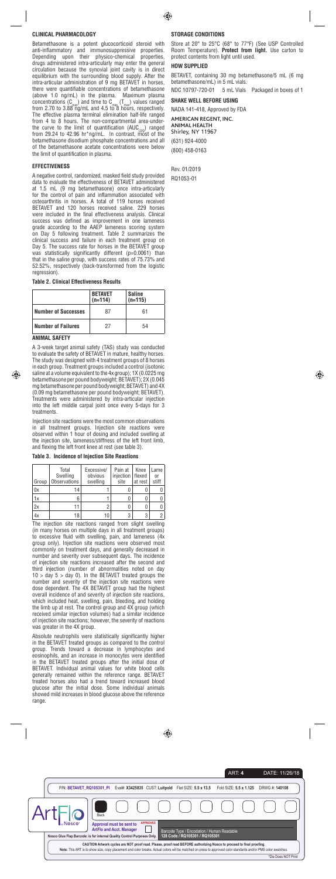## CLINICAL PHARMACOLOGY

Betamethasone is a potent glucocorticoid steroid with anti-inflammatory and immunosuppressive properties. Depending upon their physico-chemical properties, drugs administered intra-articularly may enter the general circulation because the synovial joint cavity is in direct equilibrium with the surrounding blood supply. After the intra-articular administration of 9 mg BETAVET in horses, there were quantifiable concentrations of betamethasone (above 1.0 ng/mL) in the plasma. Maximum plasma concentrations ($C_{max}$) and time to $C_{max}$ ($T_{max}$) values ranged from 2.70 to 3.88 ng/mL and 4.5 to 8 hours, respectively. The effective plasma terminal elimination half-life ranged from 4 to 8 hours. The non-compartmental area-under-the curve to the limit of quantification ($AUC_{LOQ}$) ranged from 29.24 to 42.96 hr*ng/mL. In contrast, most of the betamethasone disodium phosphate concentrations and all of the betamethasone acetate concentrations were below the limit of quantification in plasma.

## EFFECTIVENESS

A negative control, randomized, masked field study provided data to evaluate the effectiveness of BETAVET administered at 1.5 mL (9 mg betamethasone) once intra-articularly for the control of pain and inflammation associated with osteoarthritis in horses. A total of 119 horses received BETAVET and 120 horses received saline. 229 horses were included in the final effectiveness analysis. Clinical success was defined as improvement in one lameness grade according to the AAEP lameness scoring system on Day 5 following treatment. Table 2 summarizes the clinical success and failure in each treatment group on Day 5. The success rate for horses in the BETAVET group was statistically significantly different (p=0.0061) than that in the saline group, with success rates of 75.73% and 52.52%, respectively (back-transformed from the logistic regression).

**Table 2. Clinical Effectiveness Results**

| | BETAVET (n=114) | Saline (n=115) |
|---|---|---|
| Number of Successes | 87 | 61 |
| Number of Failures | 27 | 54 |

## ANIMAL SAFETY

A 3-week target animal safety (TAS) study was conducted to evaluate the safety of BETAVET in mature, healthy horses. The study was designed with 4 treatment groups of 8 horses in each group. Treatment groups included a control (isotonic saline at a volume equivalent to the 4x group); 1X (0.0225 mg betamethasone per pound bodyweight; BETAVET); 2X (0.045 mg betamethasone per pound bodyweight; BETAVET) and 4X (0.09 mg betamethasone per pound bodyweight; BETAVET). Treatments were administered by intra-articular injection into the left middle carpal joint once every 5-days for 3 treatments.

Injection site reactions were the most common observations in all treatment groups. Injection site reactions were observed within 1 hour of dosing and included swelling at the injection site, lameness/stiffness of the left front limb, and flexing the left front knee at rest (see table 3).

**Table 3. Incidence of Injection Site Reactions**

| Group | Total Swelling Observations | Excessive/ obvious swelling | Pain at injection site | Knee flexed at rest | Lame or stiff |
|---|---|---|---|---|---|
| 0x | 14 | 1 | 0 | 0 | 0 |
| 1x | 6 | 1 | 0 | 0 | 0 |
| 2x | 11 | 2 | 0 | 0 | 0 |
| 4x | 18 | 10 | 3 | 3 | 2 |

The injection site reactions ranged from slight swelling (in many horses on multiple days in all treatment groups) to excessive fluid with swelling, pain, and lameness (4x group only). Injection site reactions were observed most commonly on treatment days, and generally decreased in number and severity over subsequent days. The incidence of injection site reactions increased after the second and third injection (number of abnormalities noted on day 10 > day 5 > day 0). In the BETAVET treated groups the number and severity of the injection site reactions were dose dependent. The 4X BETAVET group had the highest overall incidence of and severity of injection site reactions, which included heat, swelling, pain, bleeding, and holding the limb up at rest. The control group and 4X group (which received similar injection volumes) had a similar incidence of injection site reactions; however, the severity of reactions was greater in the 4X group.

Absolute neutrophils were statistically significantly higher in the BETAVET treated groups as compared to the control group. Trends toward a decrease in lymphocytes and eosinophils, and an increase in monocytes were identified in the BETAVET treated groups after the initial dose of BETAVET. Individual animal values for white blood cells generally remained within the reference range. BETAVET treated horses also had a trend toward increased blood glucose after the initial dose. Some individual animals showed mild increases in blood glucose above the reference range.

## STORAGE CONDITIONS

Store at 20° to 25°C (68° to 77°F) (See USP Controlled Room Temperature). **Protect from light.** Use carton to protect contents from light until used.

## HOW SUPPLIED

BETAVET, containing 30 mg betamethasone/5 mL (6 mg betamethasone/mL) in 5 mL vials.

NDC 10797-720-01 5 mL Vials Packaged in boxes of 1

## SHAKE WELL BEFORE USING

NADA 141-418, Approved by FDA

AMERICAN REGENT, INC.
ANIMAL HEALTH
Shirley, NY 11967

(631) 924-4000

(800) 458-0163

Rev. 01/2019

RQ1053-01